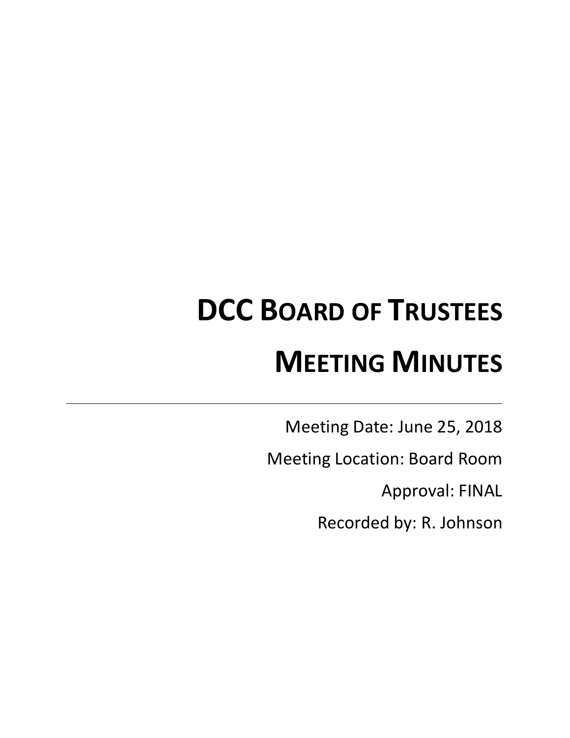# DCC Board of Trustees

# Meeting Minutes

---

Meeting Date: June 25, 2018

Meeting Location: Board Room

Approval: FINAL

Recorded by: R. Johnson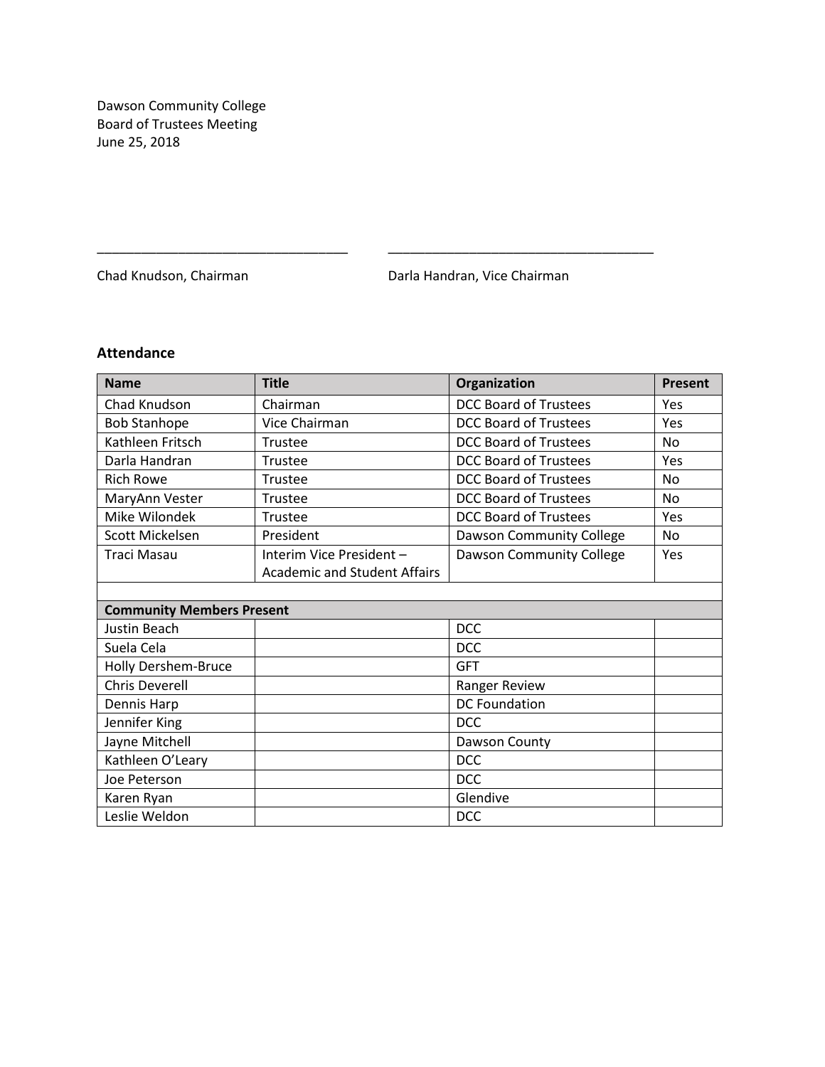Dawson Community College
Board of Trustees Meeting
June 25, 2018

\_\_\_\_\_\_\_\_\_\_\_\_\_\_\_\_\_\_\_\_\_\_\_\_\_\_\_\_\_\_\_\_\_\_ \_\_\_\_\_\_\_\_\_\_\_\_\_\_\_\_\_\_\_\_\_\_\_\_\_\_\_\_\_\_\_\_\_\_\_\_

Chad Knudson, Chairman Darla Handran, Vice Chairman

### Attendance

| Name | Title | Organization | Present |
|---|---|---|---|
| Chad Knudson | Chairman | DCC Board of Trustees | Yes |
| Bob Stanhope | Vice Chairman | DCC Board of Trustees | Yes |
| Kathleen Fritsch | Trustee | DCC Board of Trustees | No |
| Darla Handran | Trustee | DCC Board of Trustees | Yes |
| Rich Rowe | Trustee | DCC Board of Trustees | No |
| MaryAnn Vester | Trustee | DCC Board of Trustees | No |
| Mike Wilondek | Trustee | DCC Board of Trustees | Yes |
| Scott Mickelsen | President | Dawson Community College | No |
| Traci Masau | Interim Vice President – Academic and Student Affairs | Dawson Community College | Yes |
| | | | |
| **Community Members Present** | | | |
| Justin Beach | | DCC | |
| Suela Cela | | DCC | |
| Holly Dershem-Bruce | | GFT | |
| Chris Deverell | | Ranger Review | |
| Dennis Harp | | DC Foundation | |
| Jennifer King | | DCC | |
| Jayne Mitchell | | Dawson County | |
| Kathleen O'Leary | | DCC | |
| Joe Peterson | | DCC | |
| Karen Ryan | | Glendive | |
| Leslie Weldon | | DCC | |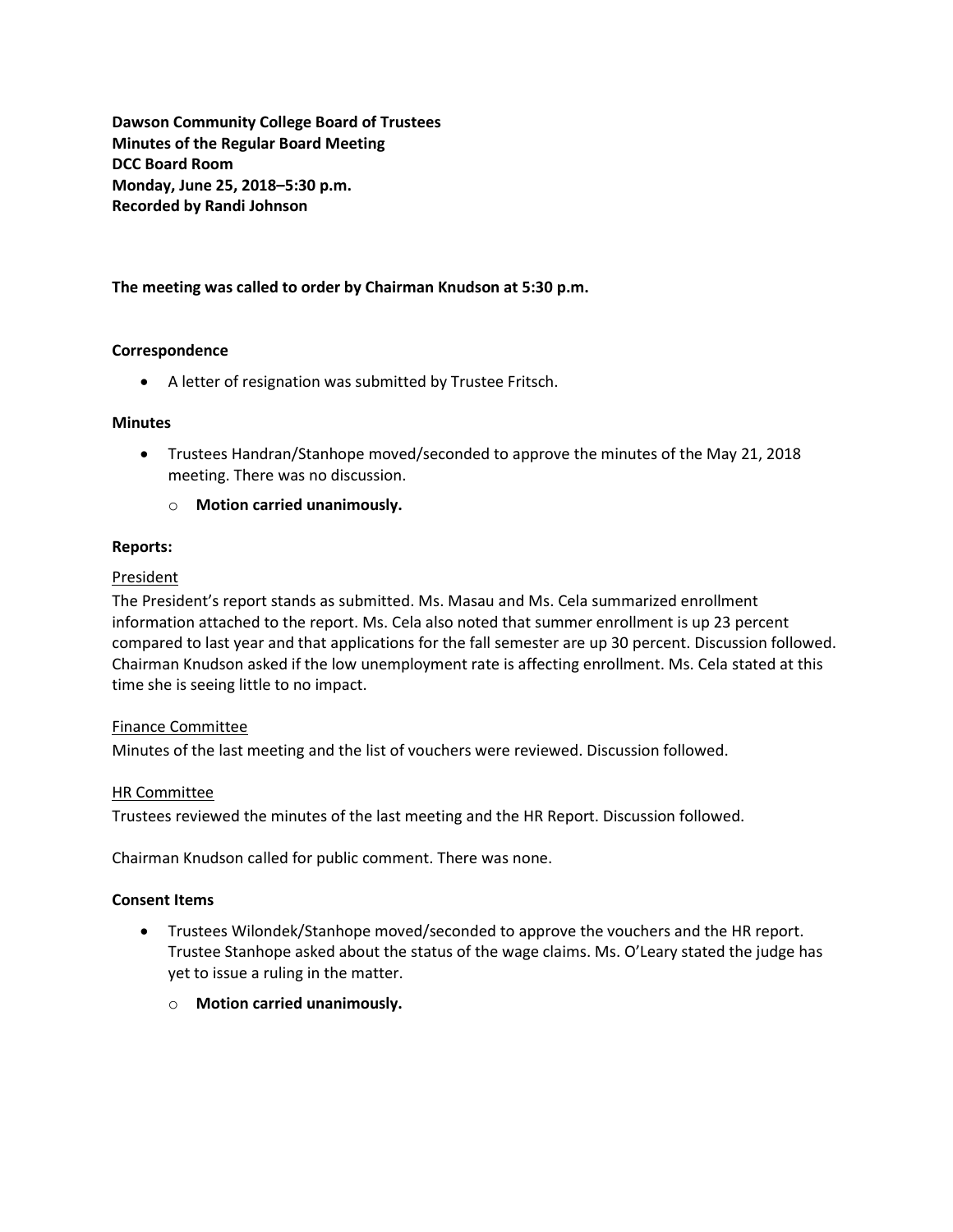**Dawson Community College Board of Trustees**
**Minutes of the Regular Board Meeting**
**DCC Board Room**
**Monday, June 25, 2018–5:30 p.m.**
**Recorded by Randi Johnson**

**The meeting was called to order by Chairman Knudson at 5:30 p.m.**

**Correspondence**

- A letter of resignation was submitted by Trustee Fritsch.

**Minutes**

- Trustees Handran/Stanhope moved/seconded to approve the minutes of the May 21, 2018 meeting. There was no discussion.
  - **Motion carried unanimously.**

**Reports:**

President

The President's report stands as submitted. Ms. Masau and Ms. Cela summarized enrollment information attached to the report. Ms. Cela also noted that summer enrollment is up 23 percent compared to last year and that applications for the fall semester are up 30 percent. Discussion followed. Chairman Knudson asked if the low unemployment rate is affecting enrollment. Ms. Cela stated at this time she is seeing little to no impact.

Finance Committee

Minutes of the last meeting and the list of vouchers were reviewed. Discussion followed.

HR Committee

Trustees reviewed the minutes of the last meeting and the HR Report. Discussion followed.

Chairman Knudson called for public comment. There was none.

**Consent Items**

- Trustees Wilondek/Stanhope moved/seconded to approve the vouchers and the HR report. Trustee Stanhope asked about the status of the wage claims. Ms. O'Leary stated the judge has yet to issue a ruling in the matter.
  - **Motion carried unanimously.**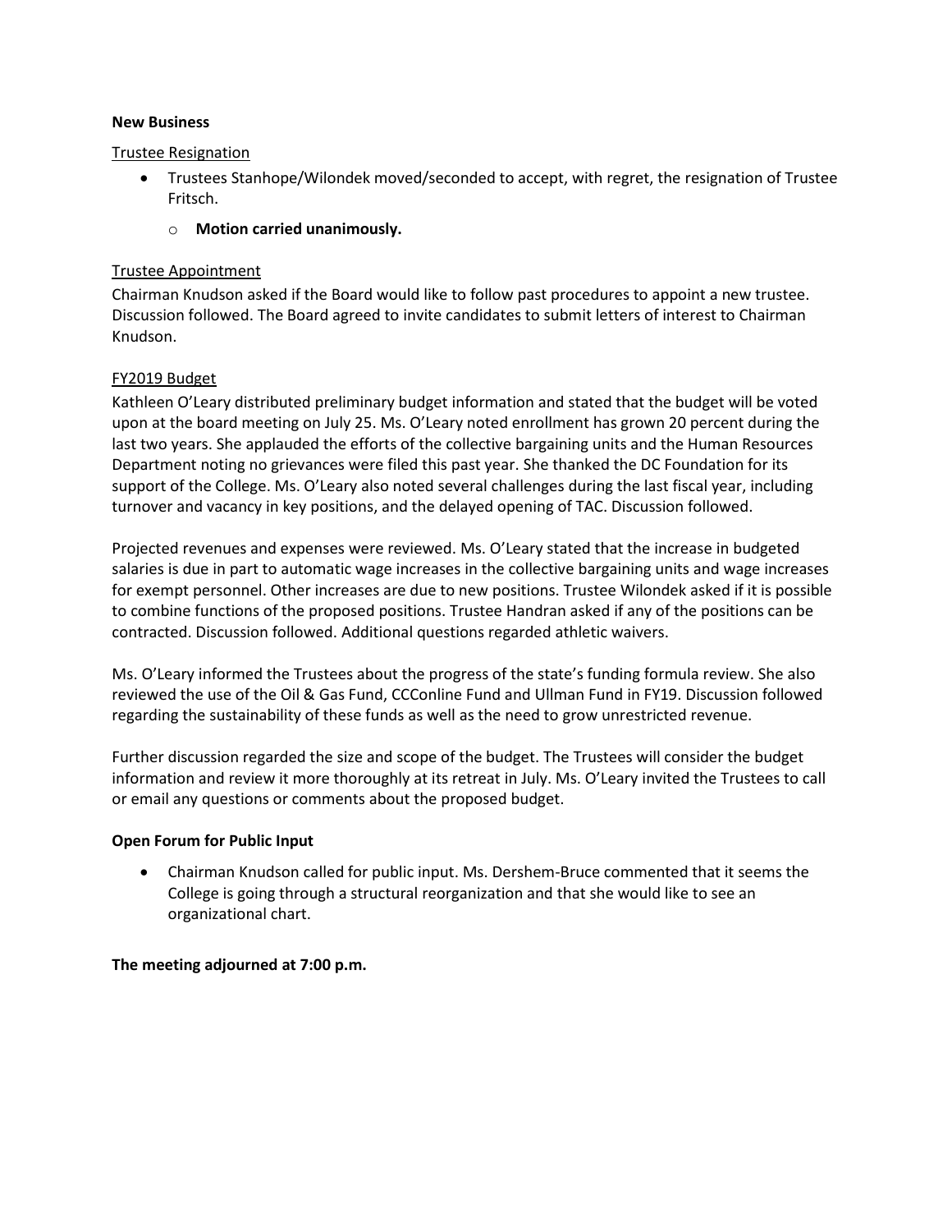**New Business**

Trustee Resignation

- Trustees Stanhope/Wilondek moved/seconded to accept, with regret, the resignation of Trustee Fritsch.
    - **Motion carried unanimously.**

Trustee Appointment

Chairman Knudson asked if the Board would like to follow past procedures to appoint a new trustee. Discussion followed. The Board agreed to invite candidates to submit letters of interest to Chairman Knudson.

FY2019 Budget

Kathleen O'Leary distributed preliminary budget information and stated that the budget will be voted upon at the board meeting on July 25. Ms. O'Leary noted enrollment has grown 20 percent during the last two years. She applauded the efforts of the collective bargaining units and the Human Resources Department noting no grievances were filed this past year. She thanked the DC Foundation for its support of the College. Ms. O'Leary also noted several challenges during the last fiscal year, including turnover and vacancy in key positions, and the delayed opening of TAC. Discussion followed.

Projected revenues and expenses were reviewed. Ms. O'Leary stated that the increase in budgeted salaries is due in part to automatic wage increases in the collective bargaining units and wage increases for exempt personnel. Other increases are due to new positions. Trustee Wilondek asked if it is possible to combine functions of the proposed positions. Trustee Handran asked if any of the positions can be contracted. Discussion followed. Additional questions regarded athletic waivers.

Ms. O'Leary informed the Trustees about the progress of the state's funding formula review. She also reviewed the use of the Oil & Gas Fund, CCConline Fund and Ullman Fund in FY19. Discussion followed regarding the sustainability of these funds as well as the need to grow unrestricted revenue.

Further discussion regarded the size and scope of the budget. The Trustees will consider the budget information and review it more thoroughly at its retreat in July. Ms. O'Leary invited the Trustees to call or email any questions or comments about the proposed budget.

**Open Forum for Public Input**

- Chairman Knudson called for public input. Ms. Dershem-Bruce commented that it seems the College is going through a structural reorganization and that she would like to see an organizational chart.

**The meeting adjourned at 7:00 p.m.**